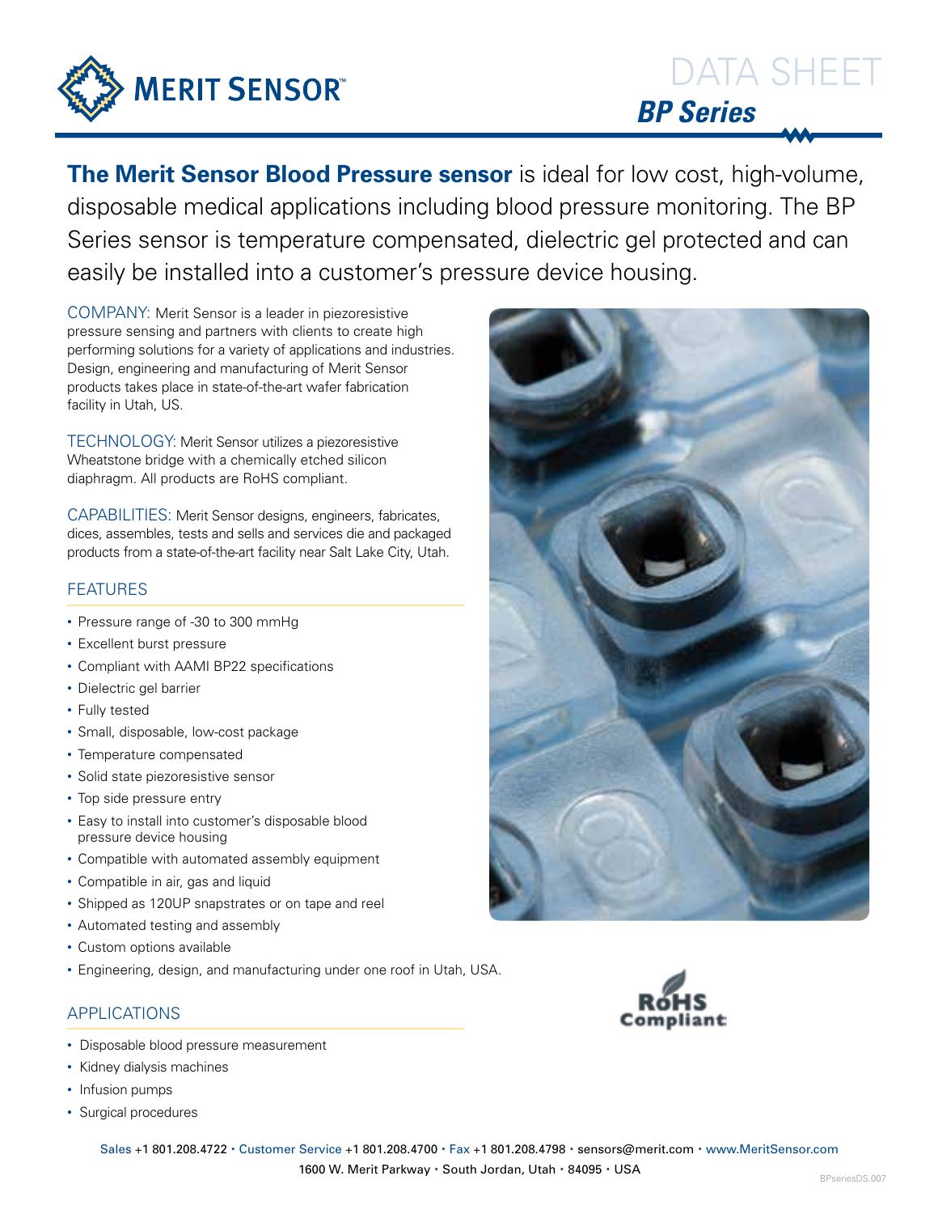# MERIT SENSOR

# DATA SHEET

## *BP Series*

**The Merit Sensor Blood Pressure sensor** is ideal for low cost, high-volume, disposable medical applications including blood pressure monitoring. The BP Series sensor is temperature compensated, dielectric gel protected and can easily be installed into a customer's pressure device housing.

COMPANY: Merit Sensor is a leader in piezoresistive pressure sensing and partners with clients to create high performing solutions for a variety of applications and industries. Design, engineering and manufacturing of Merit Sensor products takes place in state-of-the-art wafer fabrication facility in Utah, US.

TECHNOLOGY: Merit Sensor utilizes a piezoresistive Wheatstone bridge with a chemically etched silicon diaphragm. All products are RoHS compliant.

CAPABILITIES: Merit Sensor designs, engineers, fabricates, dices, assembles, tests and sells and services die and packaged products from a state-of-the-art facility near Salt Lake City, Utah.

## FEATURES

- Pressure range of -30 to 300 mmHg
- Excellent burst pressure
- Compliant with AAMI BP22 specifications
- Dielectric gel barrier
- Fully tested
- Small, disposable, low-cost package
- Temperature compensated
- Solid state piezoresistive sensor
- Top side pressure entry
- Easy to install into customer's disposable blood pressure device housing
- Compatible with automated assembly equipment
- Compatible in air, gas and liquid
- Shipped as 120UP snapstrates or on tape and reel
- Automated testing and assembly
- Custom options available
- Engineering, design, and manufacturing under one roof in Utah, USA.

RoHS Compliant

## APPLICATIONS

- Disposable blood pressure measurement
- Kidney dialysis machines
- Infusion pumps
- Surgical procedures

Sales +1 801.208.4722 • Customer Service +1 801.208.4700 • Fax +1 801.208.4798 • sensors@merit.com • www.MeritSensor.com
1600 W. Merit Parkway • South Jordan, Utah • 84095 • USA

BPseriesDS.007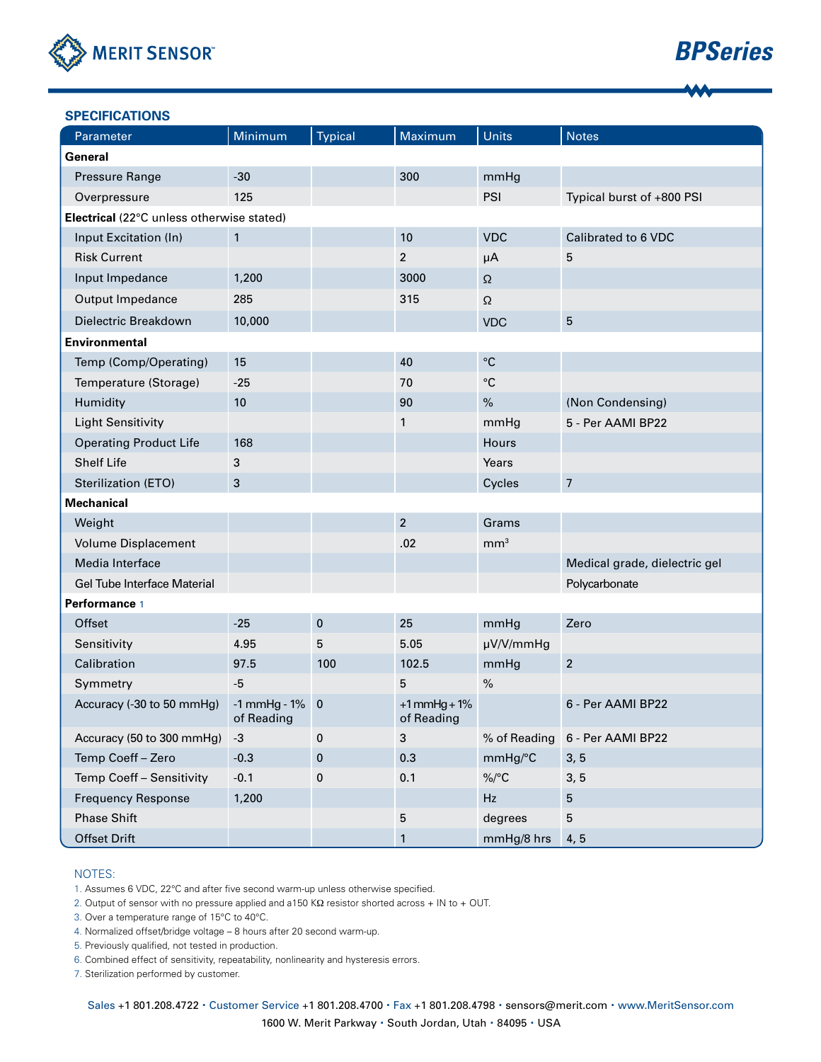## SPECIFICATIONS

| Parameter | Minimum | Typical | Maximum | Units | Notes |
|---|---|---|---|---|---|
| **General** | | | | | |
| Pressure Range | -30 | | 300 | mmHg | |
| Overpressure | 125 | | | PSI | Typical burst of +800 PSI |
| **Electrical** (22°C unless otherwise stated) | | | | | |
| Input Excitation (In) | 1 | | 10 | VDC | Calibrated to 6 VDC |
| Risk Current | | | 2 | μA | 5 |
| Input Impedance | 1,200 | | 3000 | Ω | |
| Output Impedance | 285 | | 315 | Ω | |
| Dielectric Breakdown | 10,000 | | | VDC | 5 |
| **Environmental** | | | | | |
| Temp (Comp/Operating) | 15 | | 40 | °C | |
| Temperature (Storage) | -25 | | 70 | °C | |
| Humidity | 10 | | 90 | % | (Non Condensing) |
| Light Sensitivity | | | 1 | mmHg | 5 - Per AAMI BP22 |
| Operating Product Life | 168 | | | Hours | |
| Shelf Life | 3 | | | Years | |
| Sterilization (ETO) | 3 | | | Cycles | 7 |
| **Mechanical** | | | | | |
| Weight | | | 2 | Grams | |
| Volume Displacement | | | .02 | $mm^3$ | |
| Media Interface | | | | | Medical grade, dielectric gel |
| Gel Tube Interface Material | | | | | Polycarbonate |
| **Performance** 1 | | | | | |
| Offset | -25 | 0 | 25 | mmHg | Zero |
| Sensitivity | 4.95 | 5 | 5.05 | μV/V/mmHg | |
| Calibration | 97.5 | 100 | 102.5 | mmHg | 2 |
| Symmetry | -5 | | 5 | % | |
| Accuracy (-30 to 50 mmHg) | -1 mmHg - 1% of Reading | 0 | +1 mmHg + 1% of Reading | | 6 - Per AAMI BP22 |
| Accuracy (50 to 300 mmHg) | -3 | 0 | 3 | % of Reading | 6 - Per AAMI BP22 |
| Temp Coeff – Zero | -0.3 | 0 | 0.3 | mmHg/°C | 3, 5 |
| Temp Coeff – Sensitivity | -0.1 | 0 | 0.1 | %/°C | 3, 5 |
| Frequency Response | 1,200 | | | Hz | 5 |
| Phase Shift | | | 5 | degrees | 5 |
| Offset Drift | | | 1 | mmHg/8 hrs | 4, 5 |

NOTES:

1. Assumes 6 VDC, 22°C and after five second warm-up unless otherwise specified.
2. Output of sensor with no pressure applied and a150 KΩ resistor shorted across + IN to + OUT.
3. Over a temperature range of 15°C to 40°C.
4. Normalized offset/bridge voltage – 8 hours after 20 second warm-up.
5. Previously qualified, not tested in production.
6. Combined effect of sensitivity, repeatability, nonlinearity and hysteresis errors.
7. Sterilization performed by customer.

Sales +1 801.208.4722 • Customer Service +1 801.208.4700 • Fax +1 801.208.4798 • sensors@merit.com • www.MeritSensor.com
1600 W. Merit Parkway • South Jordan, Utah • 84095 • USA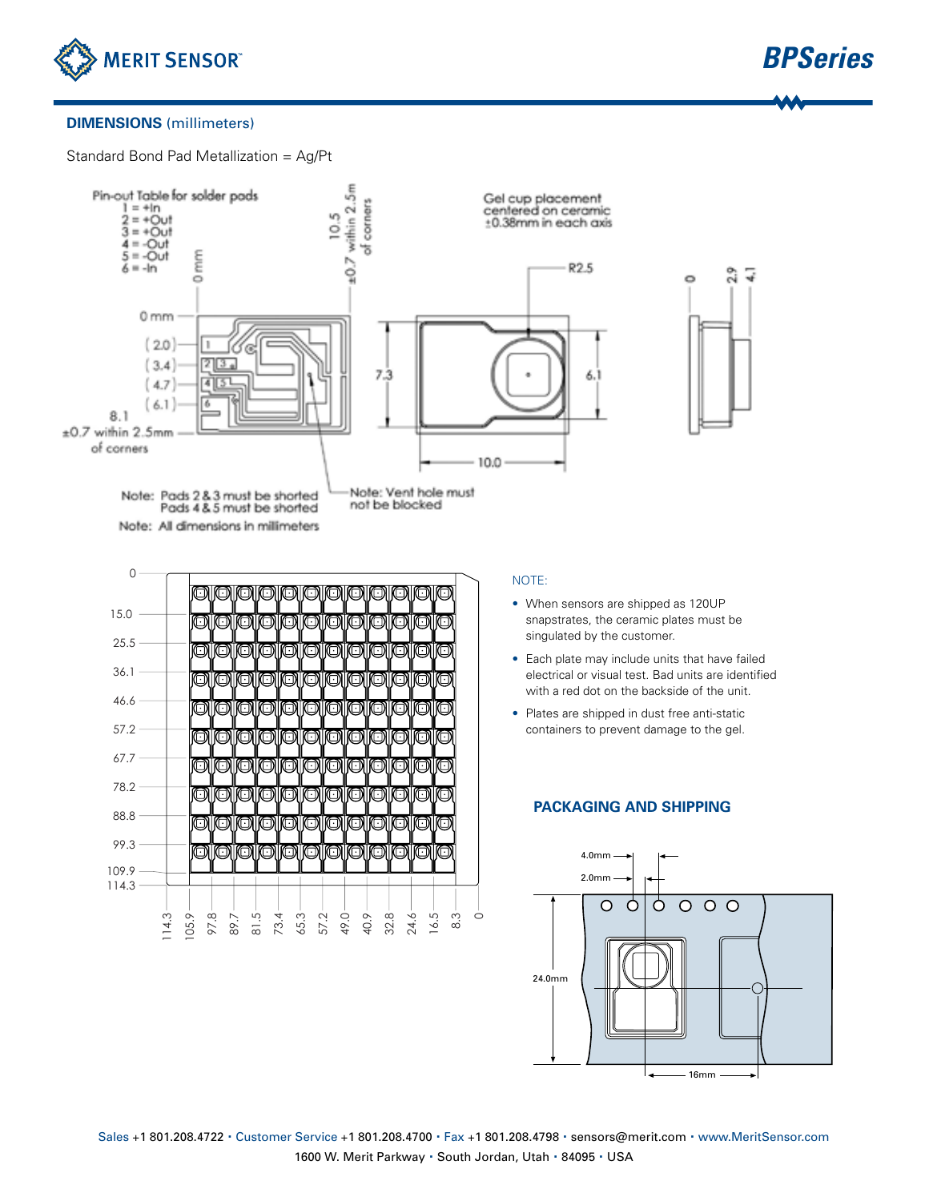## DIMENSIONS (millimeters)

Standard Bond Pad Metallization = Ag/Pt

Pin-out Table for solder pads
1 = +In
2 = +Out
3 = +Out
4 = -Out
5 = -Out
6 = -In

0 mm

10.5
±0.7 within 2.5m
of corners

0 mm

(2.0)
(3.4)
(4.7)
(6.1)

8.1
±0.7 within 2.5mm
of corners

Gel cup placement
centered on ceramic
±0.38mm in each axis

R2.5

7.3

6.1

10.0

0

2.9

4.1

Note: Pads 2 & 3 must be shorted
Pads 4 & 5 must be shorted

Note: Vent hole must
not be blocked

Note: All dimensions in millimeters

0
15.0
25.5
36.1
46.6
57.2
67.7
78.2
88.8
99.3
109.9
114.3

114.3
105.9
97.8
89.7
81.5
73.4
65.3
57.2
49.0
40.9
32.8
24.6
16.5
8.3
0

NOTE:

- When sensors are shipped as 120UP snapstrates, the ceramic plates must be singulated by the customer.
- Each plate may include units that have failed electrical or visual test. Bad units are identified with a red dot on the backside of the unit.
- Plates are shipped in dust free anti-static containers to prevent damage to the gel.

## PACKAGING AND SHIPPING

4.0mm

2.0mm

24.0mm

16mm

Sales +1 801.208.4722 • Customer Service +1 801.208.4700 • Fax +1 801.208.4798 • sensors@merit.com • www.MeritSensor.com
1600 W. Merit Parkway • South Jordan, Utah • 84095 • USA